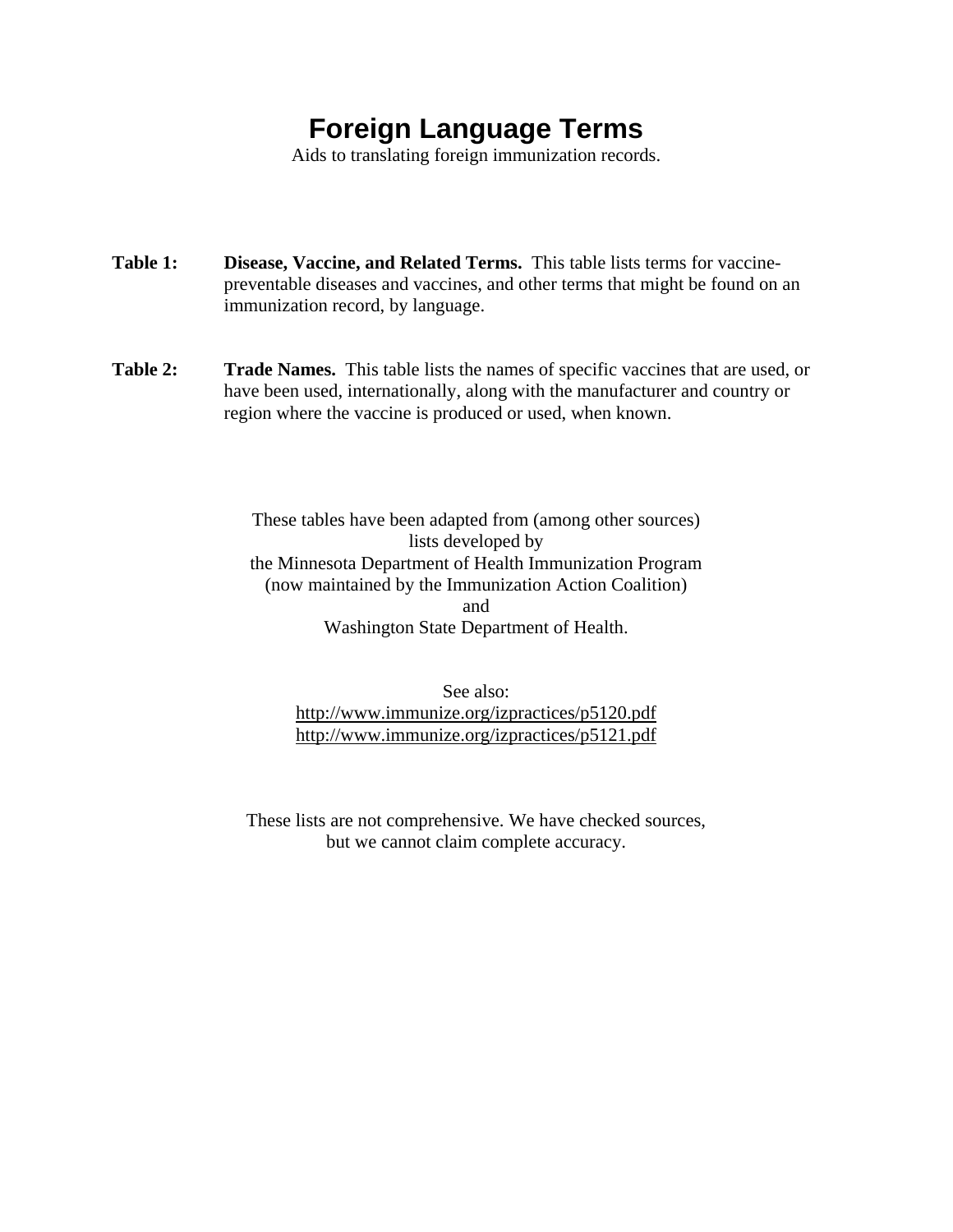# Foreign Language Terms

Aids to translating foreign immunization records.

**Table 1:** **Disease, Vaccine, and Related Terms.** This table lists terms for vaccine-preventable diseases and vaccines, and other terms that might be found on an immunization record, by language.

**Table 2:** **Trade Names.** This table lists the names of specific vaccines that are used, or have been used, internationally, along with the manufacturer and country or region where the vaccine is produced or used, when known.

These tables have been adapted from (among other sources)
lists developed by
the Minnesota Department of Health Immunization Program
(now maintained by the Immunization Action Coalition)
and
Washington State Department of Health.

See also:
http://www.immunize.org/izpractices/p5120.pdf
http://www.immunize.org/izpractices/p5121.pdf

These lists are not comprehensive. We have checked sources,
but we cannot claim complete accuracy.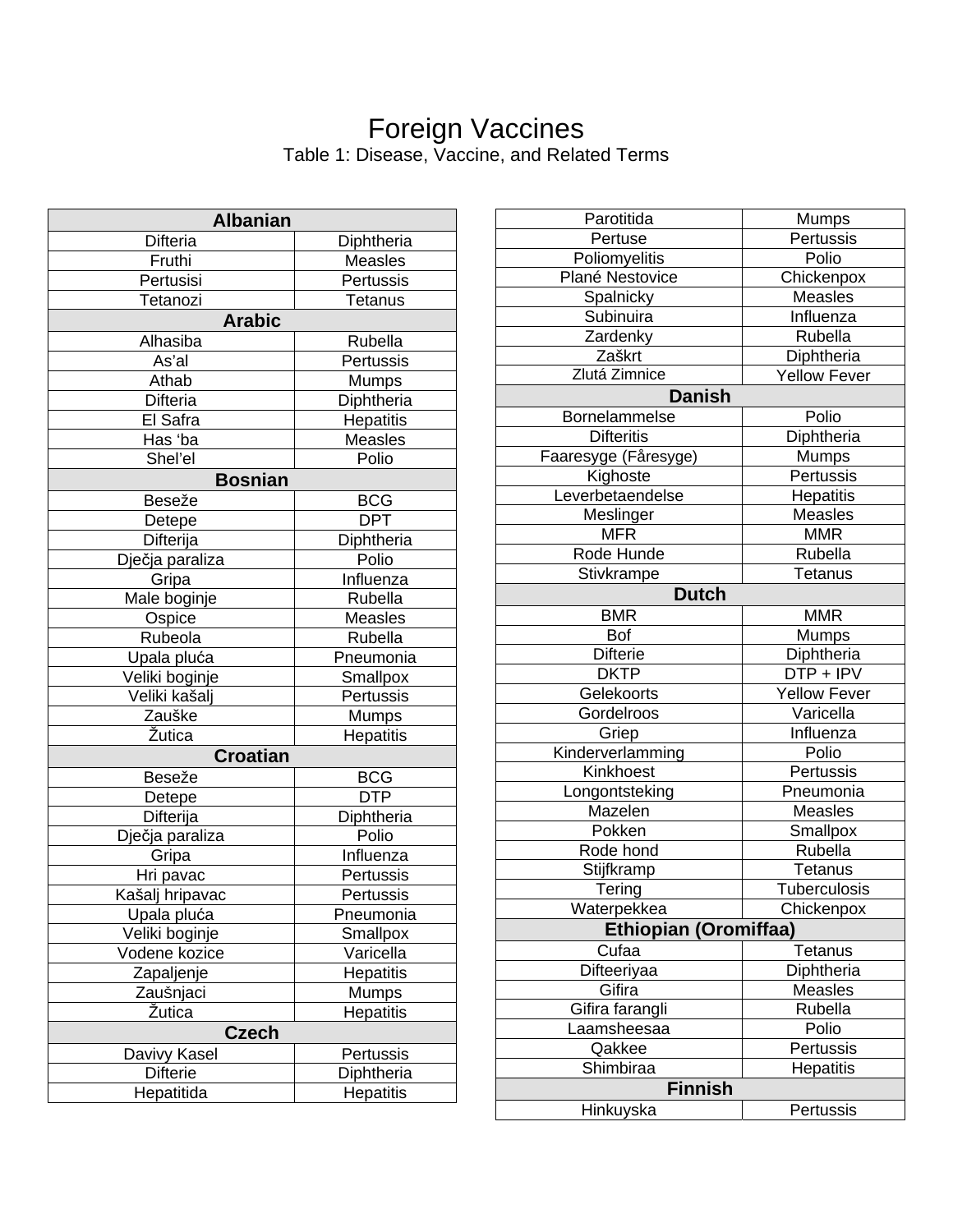# Foreign Vaccines

Table 1: Disease, Vaccine, and Related Terms

| **Albanian** | |
|---|---|
| Difteria | Diphtheria |
| Fruthi | Measles |
| Pertusisi | Pertussis |
| Tetanozi | Tetanus |
| **Arabic** | |
| Alhasiba | Rubella |
| As'al | Pertussis |
| Athab | Mumps |
| Difteria | Diphtheria |
| El Safra | Hepatitis |
| Has 'ba | Measles |
| Shel'el | Polio |
| **Bosnian** | |
| Beseže | BCG |
| Detepe | DPT |
| Difterija | Diphtheria |
| Dječja paraliza | Polio |
| Gripa | Influenza |
| Male boginje | Rubella |
| Ospice | Measles |
| Rubeola | Rubella |
| Upala pluća | Pneumonia |
| Veliki boginje | Smallpox |
| Veliki kašalj | Pertussis |
| Zauške | Mumps |
| Žutica | Hepatitis |
| **Croatian** | |
| Beseže | BCG |
| Detepe | DTP |
| Difterija | Diphtheria |
| Dječja paraliza | Polio |
| Gripa | Influenza |
| Hri pavac | Pertussis |
| Kašalj hripavac | Pertussis |
| Upala pluća | Pneumonia |
| Veliki boginje | Smallpox |
| Vodene kozice | Varicella |
| Zapaljenje | Hepatitis |
| Zaušnjaci | Mumps |
| Žutica | Hepatitis |
| **Czech** | |
| Davivy Kasel | Pertussis |
| Difterie | Diphtheria |
| Hepatitida | Hepatitis |
| Parotitida | Mumps |
| Pertuse | Pertussis |
| Poliomyelitis | Polio |
| Plané Nestovice | Chickenpox |
| Spalnicky | Measles |
| Subinuira | Influenza |
| Zardenky | Rubella |
| Zaškrt | Diphtheria |
| Zlutá Zimnice | Yellow Fever |
| **Danish** | |
| Bornelammelse | Polio |
| Difteritis | Diphtheria |
| Faaresyge (Fåresyge) | Mumps |
| Kighoste | Pertussis |
| Leverbetaendelse | Hepatitis |
| Meslinger | Measles |
| MFR | MMR |
| Rode Hunde | Rubella |
| Stivkrampe | Tetanus |
| **Dutch** | |
| BMR | MMR |
| Bof | Mumps |
| Difterie | Diphtheria |
| DKTP | DTP + IPV |
| Gelekoorts | Yellow Fever |
| Gordelroos | Varicella |
| Griep | Influenza |
| Kinderverlamming | Polio |
| Kinkhoest | Pertussis |
| Longontsteking | Pneumonia |
| Mazelen | Measles |
| Pokken | Smallpox |
| Rode hond | Rubella |
| Stijfkramp | Tetanus |
| Tering | Tuberculosis |
| Waterpekkea | Chickenpox |
| **Ethiopian (Oromiffaa)** | |
| Cufaa | Tetanus |
| Difteeriyaa | Diphtheria |
| Gifira | Measles |
| Gifira farangli | Rubella |
| Laamsheesaa | Polio |
| Qakkee | Pertussis |
| Shimbiraa | Hepatitis |
| **Finnish** | |
| Hinkuyska | Pertussis |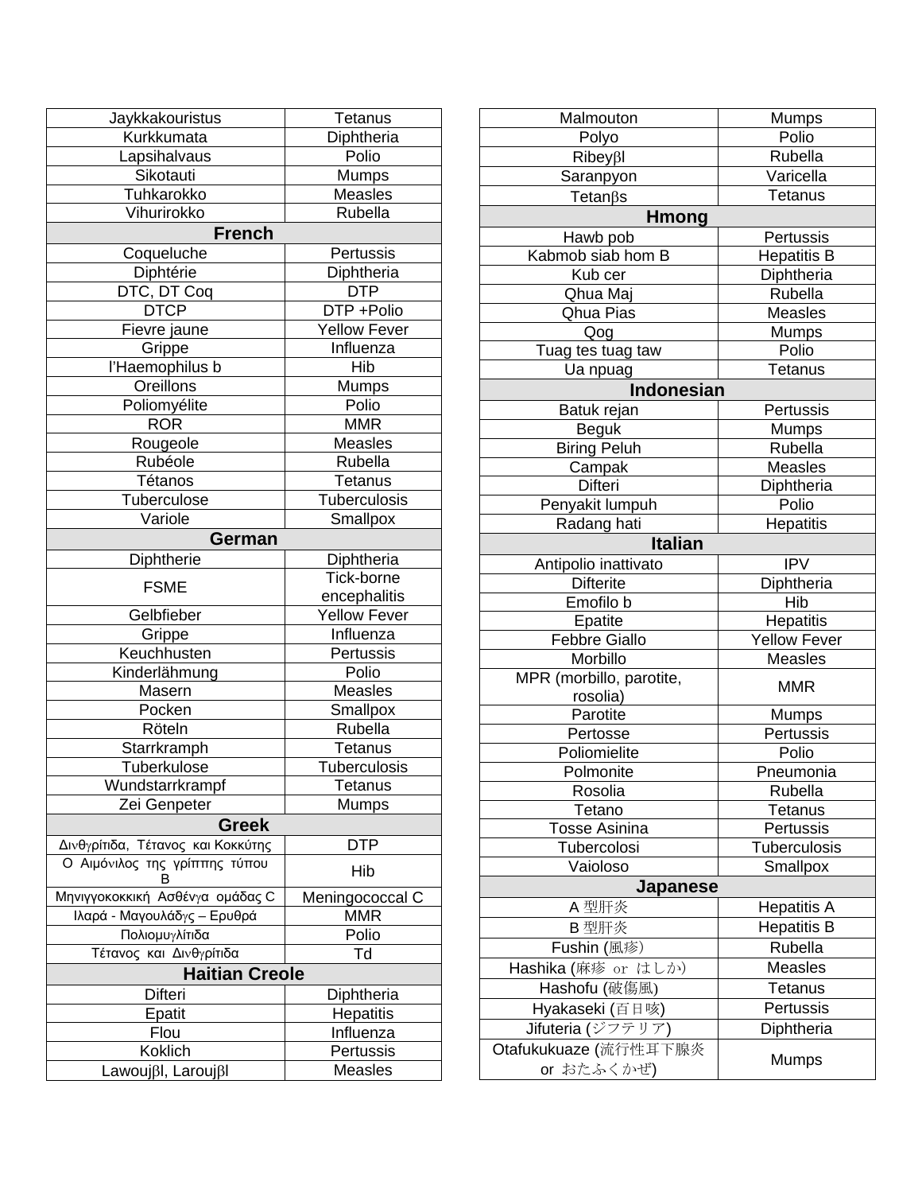| | |
|---|---|
| Jaykkakouristus | Tetanus |
| Kurkkumata | Diphtheria |
| Lapsihalvaus | Polio |
| Sikotauti | Mumps |
| Tuhkarokko | Measles |
| Vihurirokko | Rubella |
| **French** | |
| Coqueluche | Pertussis |
| Diphtérie | Diphtheria |
| DTC, DT Coq | DTP |
| DTCP | DTP +Polio |
| Fievre jaune | Yellow Fever |
| Grippe | Influenza |
| l'Haemophilus b | Hib |
| Oreillons | Mumps |
| Poliomyélite | Polio |
| ROR | MMR |
| Rougeole | Measles |
| Rubéole | Rubella |
| Tétanos | Tetanus |
| Tuberculose | Tuberculosis |
| Variole | Smallpox |
| **German** | |
| Diphtherie | Diphtheria |
| FSME | Tick-borne encephalitis |
| Gelbfieber | Yellow Fever |
| Grippe | Influenza |
| Keuchhusten | Pertussis |
| Kinderlähmung | Polio |
| Masern | Measles |
| Pocken | Smallpox |
| Röteln | Rubella |
| Starrkramph | Tetanus |
| Tuberkulose | Tuberculosis |
| Wundstarrkrampf | Tetanus |
| Zei Genpeter | Mumps |
| **Greek** | |
| Διvθγρίτιδα, Τέτανος και Κοκκύτης | DTP |
| Ο Αιμόνιλος της γρίππης τύπου Β | Hib |
| Μηνιγγοκοκκική Ασθένγα ομάδας C | Meningococcal C |
| Ιλαρά - Μαγουλάδγς – Ερυθρά | MMR |
| Πολιομυγλίτιδα | Polio |
| Τέτανος και Διvθγρίτιδα | Td |
| **Haitian Creole** | |
| Difteri | Diphtheria |
| Epatit | Hepatitis |
| Flou | Influenza |
| Koklich | Pertussis |
| Lawoujβl, Laroujβl | Measles |
| Malmouton | Mumps |
| Polyo | Polio |
| Ribeyβl | Rubella |
| Saranpyon | Varicella |
| Tetanβs | Tetanus |
| **Hmong** | |
| Hawb pob | Pertussis |
| Kabmob siab hom B | Hepatitis B |
| Kub cer | Diphtheria |
| Qhua Maj | Rubella |
| Qhua Pias | Measles |
| Qog | Mumps |
| Tuag tes tuag taw | Polio |
| Ua npuag | Tetanus |
| **Indonesian** | |
| Batuk rejan | Pertussis |
| Beguk | Mumps |
| Biring Peluh | Rubella |
| Campak | Measles |
| Difteri | Diphtheria |
| Penyakit lumpuh | Polio |
| Radang hati | Hepatitis |
| **Italian** | |
| Antipolio inattivato | IPV |
| Difterite | Diphtheria |
| Emofilo b | Hib |
| Epatite | Hepatitis |
| Febbre Giallo | Yellow Fever |
| Morbillo | Measles |
| MPR (morbillo, parotite, rosolia) | MMR |
| Parotite | Mumps |
| Pertosse | Pertussis |
| Poliomielite | Polio |
| Polmonite | Pneumonia |
| Rosolia | Rubella |
| Tetano | Tetanus |
| Tosse Asinina | Pertussis |
| Tubercolosi | Tuberculosis |
| Vaioloso | Smallpox |
| **Japanese** | |
| A 型肝炎 | Hepatitis A |
| B 型肝炎 | Hepatitis B |
| Fushin (風疹) | Rubella |
| Hashika (麻疹 or はしか) | Measles |
| Hashofu (破傷風) | Tetanus |
| Hyakaseki (百日咳) | Pertussis |
| Jifuteria (ジフテリア) | Diphtheria |
| Otafukukuaze (流行性耳下腺炎 or おたふくかぜ) | Mumps |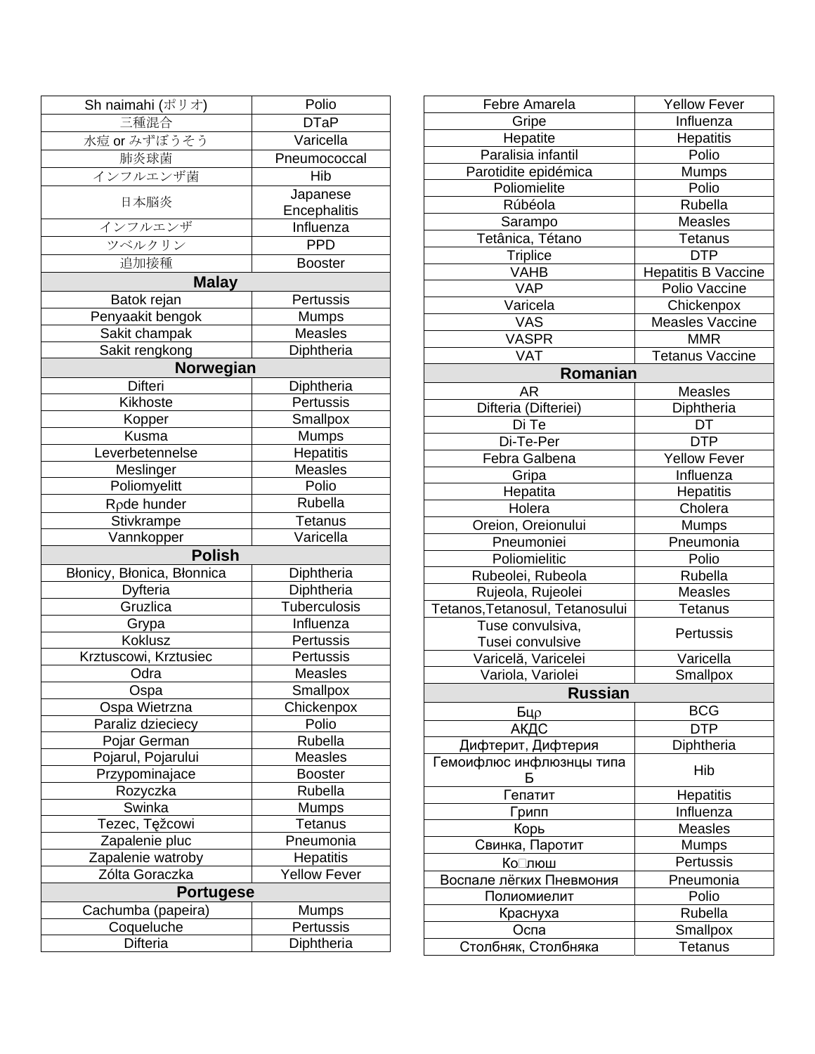| | |
|---|---|
| Sh naimahi (ポリオ) | Polio |
| 三種混合 | DTaP |
| 水痘 or みずぼうそう | Varicella |
| 肺炎球菌 | Pneumococcal |
| インフルエンザ菌 | Hib |
| 日本脳炎 | Japanese Encephalitis |
| インフルエンザ | Influenza |
| ツベルクリン | PPD |
| 追加接種 | Booster |
| **Malay** | |
| Batok rejan | Pertussis |
| Penyaakit bengok | Mumps |
| Sakit champak | Measles |
| Sakit rengkong | Diphtheria |
| **Norwegian** | |
| Difteri | Diphtheria |
| Kikhoste | Pertussis |
| Kopper | Smallpox |
| Kusma | Mumps |
| Leverbetennelse | Hepatitis |
| Meslinger | Measles |
| Poliomyelitt | Polio |
| Rρde hunder | Rubella |
| Stivkrampe | Tetanus |
| Vannkopper | Varicella |
| **Polish** | |
| Błonicy, Błonica, Błonnica | Diphtheria |
| Dyfteria | Diphtheria |
| Gruzlica | Tuberculosis |
| Grypa | Influenza |
| Koklusz | Pertussis |
| Krztuscowi, Krztusiec | Pertussis |
| Odra | Measles |
| Ospa | Smallpox |
| Ospa Wietrzna | Chickenpox |
| Paraliz dzieciecy | Polio |
| Pojar German | Rubella |
| Pojarul, Pojarului | Measles |
| Przypominajace | Booster |
| Rozyczka | Rubella |
| Swinka | Mumps |
| Tezec, Tężcowi | Tetanus |
| Zapalenie pluc | Pneumonia |
| Zapalenie watroby | Hepatitis |
| Zólta Goraczka | Yellow Fever |
| **Portugese** | |
| Cachumba (papeira) | Mumps |
| Coqueluche | Pertussis |
| Difteria | Diphtheria |
| Febre Amarela | Yellow Fever |
| Gripe | Influenza |
| Hepatite | Hepatitis |
| Paralisia infantil | Polio |
| Parotidite epidémica | Mumps |
| Poliomielite | Polio |
| Rúbéola | Rubella |
| Sarampo | Measles |
| Tetânica, Tétano | Tetanus |
| Triplice | DTP |
| VAHB | Hepatitis B Vaccine |
| VAP | Polio Vaccine |
| Varicela | Chickenpox |
| VAS | Measles Vaccine |
| VASPR | MMR |
| VAT | Tetanus Vaccine |
| **Romanian** | |
| AR | Measles |
| Difteria (Difteriei) | Diphtheria |
| Di Te | DT |
| Di-Te-Per | DTP |
| Febra Galbena | Yellow Fever |
| Gripa | Influenza |
| Hepatita | Hepatitis |
| Holera | Cholera |
| Oreion, Oreionului | Mumps |
| Pneumoniei | Pneumonia |
| Poliomielitic | Polio |
| Rubeolei, Rubeola | Rubella |
| Rujeola, Rujeolei | Measles |
| Tetanos,Tetanosul, Tetanosului | Tetanus |
| Tuse convulsiva, Tusei convulsive | Pertussis |
| Varicelă, Varicelei | Varicella |
| Variola, Variolei | Smallpox |
| **Russian** | |
| Бцρ | BCG |
| АКДС | DTP |
| Дифтерит, Дифтерия | Diphtheria |
| Гемоифлюс инфлюзнцы типа Б | Hib |
| Гепатит | Hepatitis |
| Грипп | Influenza |
| Корь | Measles |
| Свинка, Паротит | Mumps |
| Ко□люш | Pertussis |
| Воспале лёгких Пневмония | Pneumonia |
| Полиомиелит | Polio |
| Краснуха | Rubella |
| Оспа | Smallpox |
| Столбняк, Столбняка | Tetanus |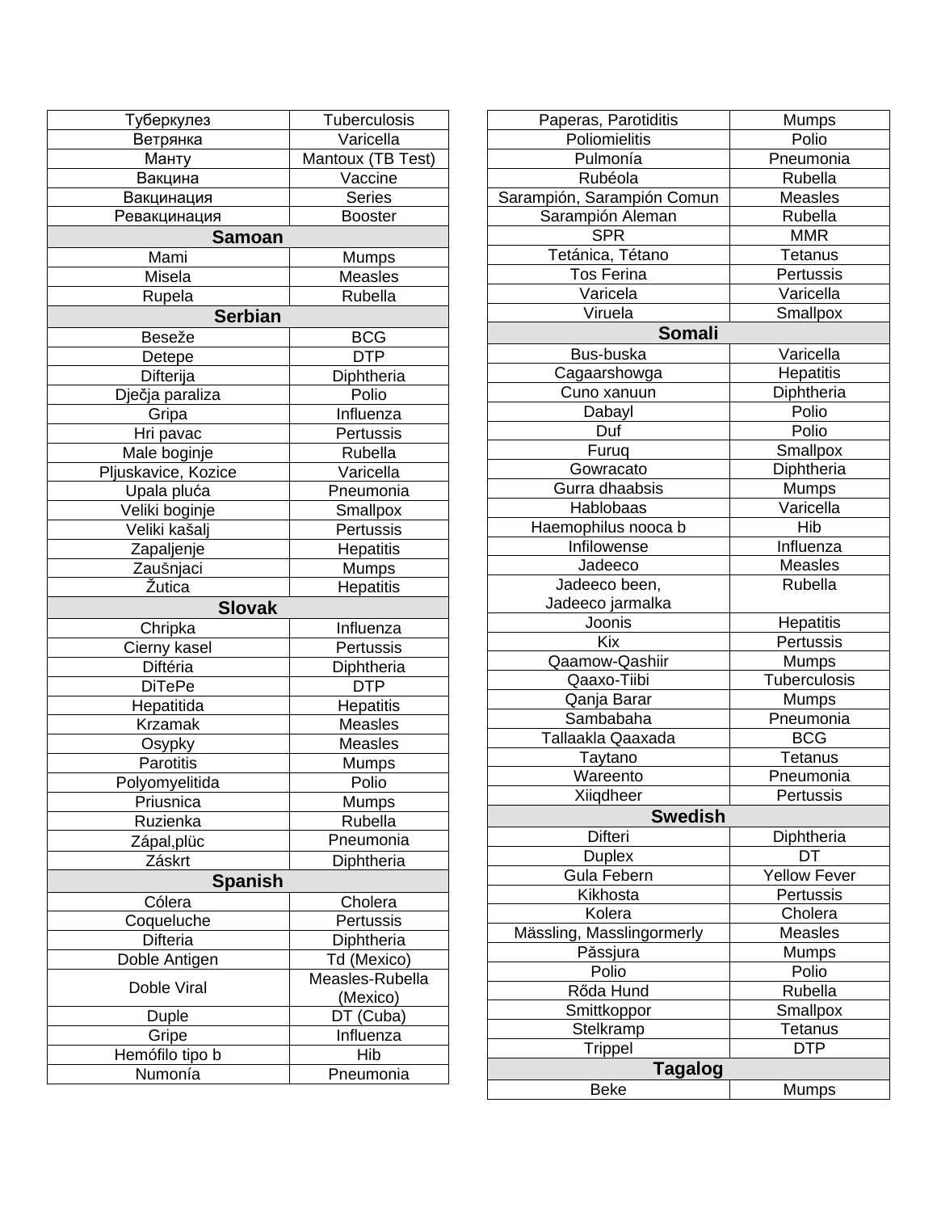| | |
|---|---|
| Туберкулез | Tuberculosis |
| Ветрянка | Varicella |
| Манту | Mantoux (TB Test) |
| Вакцина | Vaccine |
| Вакцинация | Series |
| Ревакцинация | Booster |
| **Samoan** | |
| Mami | Mumps |
| Misela | Measles |
| Rupela | Rubella |
| **Serbian** | |
| Beseže | BCG |
| Detepe | DTP |
| Difterija | Diphtheria |
| Dječja paraliza | Polio |
| Gripa | Influenza |
| Hri pavac | Pertussis |
| Male boginje | Rubella |
| Pljuskavice, Kozice | Varicella |
| Upala pluća | Pneumonia |
| Veliki boginje | Smallpox |
| Veliki kašalj | Pertussis |
| Zapaljenje | Hepatitis |
| Zaušnjaci | Mumps |
| Žutica | Hepatitis |
| **Slovak** | |
| Chripka | Influenza |
| Cierny kasel | Pertussis |
| Diftéria | Diphtheria |
| DiTePe | DTP |
| Hepatitida | Hepatitis |
| Krzamak | Measles |
| Osypky | Measles |
| Parotitis | Mumps |
| Polyomyelitida | Polio |
| Priusnica | Mumps |
| Ruzienka | Rubella |
| Zápal,plüc | Pneumonia |
| Záskrt | Diphtheria |
| **Spanish** | |
| Cólera | Cholera |
| Coqueluche | Pertussis |
| Difteria | Diphtheria |
| Doble Antigen | Td (Mexico) |
| Doble Viral | Measles-Rubella (Mexico) |
| Duple | DT (Cuba) |
| Gripe | Influenza |
| Hemófilo tipo b | Hib |
| Numonía | Pneumonia |
| Paperas, Parotiditis | Mumps |
| Poliomielitis | Polio |
| Pulmonía | Pneumonia |
| Rubéola | Rubella |
| Sarampión, Sarampión Comun | Measles |
| Sarampión Aleman | Rubella |
| SPR | MMR |
| Tetánica, Tétano | Tetanus |
| Tos Ferina | Pertussis |
| Varicela | Varicella |
| Viruela | Smallpox |
| **Somali** | |
| Bus-buska | Varicella |
| Cagaarshowga | Hepatitis |
| Cuno xanuun | Diphtheria |
| Dabayl | Polio |
| Duf | Polio |
| Furuq | Smallpox |
| Gowracato | Diphtheria |
| Gurra dhaabsis | Mumps |
| Hablobaas | Varicella |
| Haemophilus nooca b | Hib |
| Infilowense | Influenza |
| Jadeeco | Measles |
| Jadeeco been, Jadeeco jarmalka | Rubella |
| Joonis | Hepatitis |
| Kix | Pertussis |
| Qaamow-Qashiir | Mumps |
| Qaaxo-Tiibi | Tuberculosis |
| Qanja Barar | Mumps |
| Sambabaha | Pneumonia |
| Tallaakla Qaaxada | BCG |
| Taytano | Tetanus |
| Wareento | Pneumonia |
| Xiiqdheer | Pertussis |
| **Swedish** | |
| Difteri | Diphtheria |
| Duplex | DT |
| Gula Febern | Yellow Fever |
| Kikhosta | Pertussis |
| Kolera | Cholera |
| Mässling, Masslingormerly | Measles |
| Păssjura | Mumps |
| Polio | Polio |
| Rőda Hund | Rubella |
| Smittkoppor | Smallpox |
| Stelkramp | Tetanus |
| Trippel | DTP |
| **Tagalog** | |
| Beke | Mumps |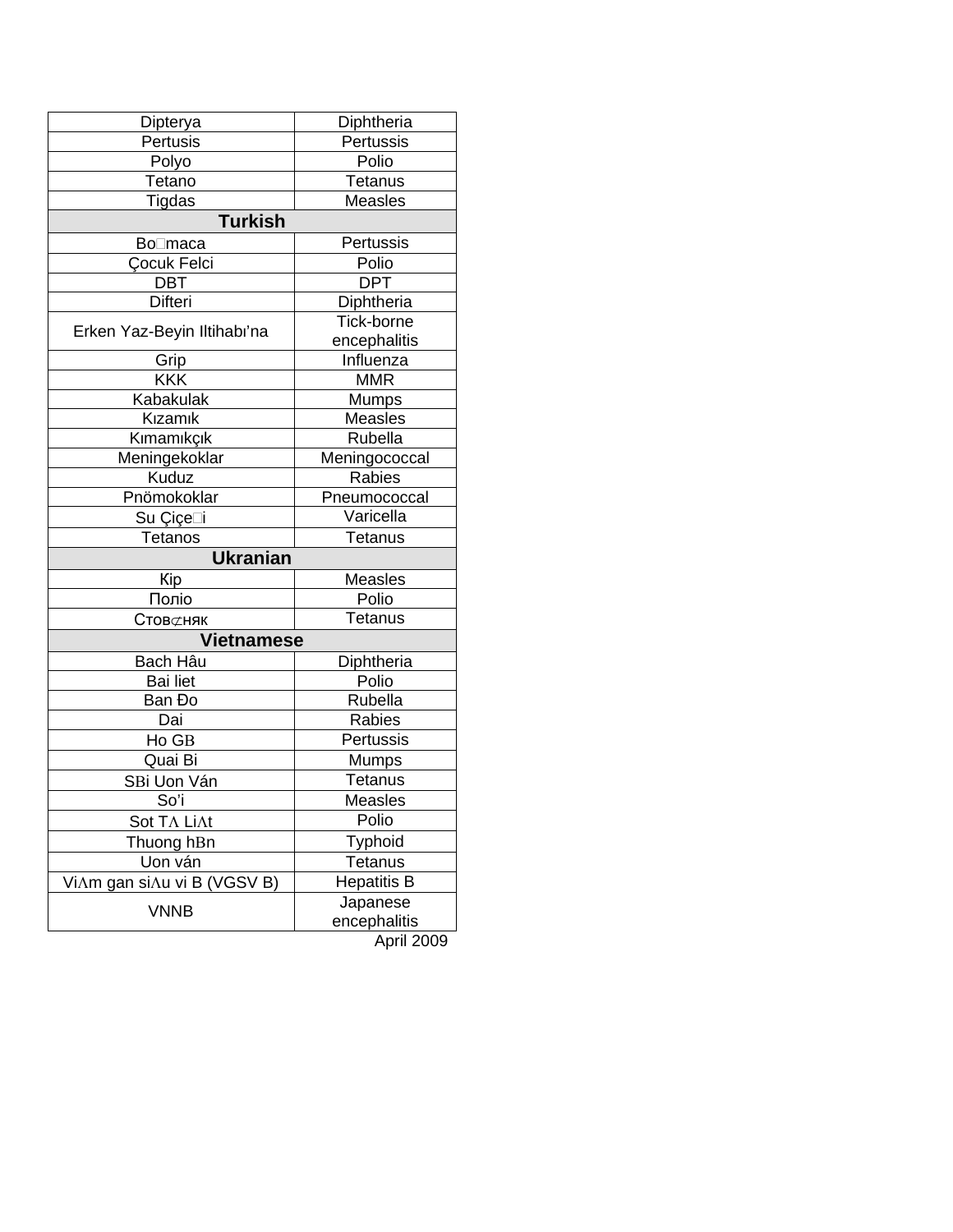| | |
|---|---|
| Dipterya | Diphtheria |
| Pertusis | Pertussis |
| Polyo | Polio |
| Tetano | Tetanus |
| Tigdas | Measles |
| **Turkish** | |
| Bo□maca | Pertussis |
| Çocuk Felci | Polio |
| DBT | DPT |
| Difteri | Diphtheria |
| Erken Yaz-Beyin Iltihabı'na | Tick-borne encephalitis |
| Grip | Influenza |
| KKK | MMR |
| Kabakulak | Mumps |
| Kızamık | Measles |
| Kımamıkçık | Rubella |
| Meningekoklar | Meningococcal |
| Kuduz | Rabies |
| Pnömokoklar | Pneumococcal |
| Su Çiçe□i | Varicella |
| Tetanos | Tetanus |
| **Ukranian** | |
| Kip | Measles |
| Полio | Polio |
| Стов⊄няк | Tetanus |
| **Vietnamese** | |
| Bach Hâu | Diphtheria |
| Bai liet | Polio |
| Ban Đo | Rubella |
| Dai | Rabies |
| Ho GB | Pertussis |
| Quai Bi | Mumps |
| SBi Uon Ván | Tetanus |
| So'i | Measles |
| Sot TΛ LiΛt | Polio |
| Thuong hBn | Typhoid |
| Uon ván | Tetanus |
| ViΛm gan siΛu vi B (VGSV B) | Hepatitis B |
| VNNB | Japanese encephalitis |

April 2009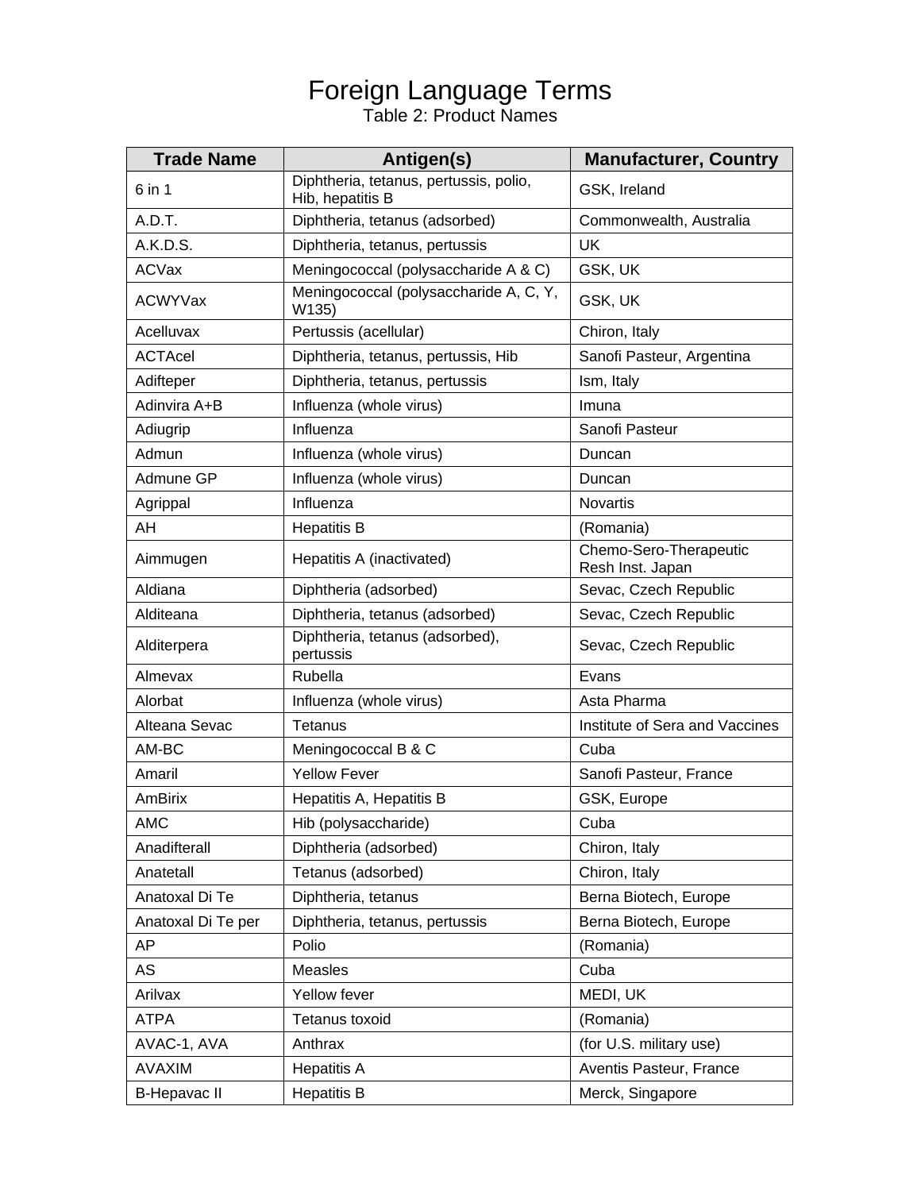# Foreign Language Terms

Table 2: Product Names

| Trade Name | Antigen(s) | Manufacturer, Country |
|---|---|---|
| 6 in 1 | Diphtheria, tetanus, pertussis, polio, Hib, hepatitis B | GSK, Ireland |
| A.D.T. | Diphtheria, tetanus (adsorbed) | Commonwealth, Australia |
| A.K.D.S. | Diphtheria, tetanus, pertussis | UK |
| ACVax | Meningococcal (polysaccharide A & C) | GSK, UK |
| ACWYVax | Meningococcal (polysaccharide A, C, Y, W135) | GSK, UK |
| Acelluvax | Pertussis (acellular) | Chiron, Italy |
| ACTAcel | Diphtheria, tetanus, pertussis, Hib | Sanofi Pasteur, Argentina |
| Adifteper | Diphtheria, tetanus, pertussis | Ism, Italy |
| Adinvira A+B | Influenza (whole virus) | Imuna |
| Adiugrip | Influenza | Sanofi Pasteur |
| Admun | Influenza (whole virus) | Duncan |
| Admune GP | Influenza (whole virus) | Duncan |
| Agrippal | Influenza | Novartis |
| AH | Hepatitis B | (Romania) |
| Aimmugen | Hepatitis A (inactivated) | Chemo-Sero-Therapeutic Resh Inst. Japan |
| Aldiana | Diphtheria (adsorbed) | Sevac, Czech Republic |
| Alditeana | Diphtheria, tetanus (adsorbed) | Sevac, Czech Republic |
| Alditerpera | Diphtheria, tetanus (adsorbed), pertussis | Sevac, Czech Republic |
| Almevax | Rubella | Evans |
| Alorbat | Influenza (whole virus) | Asta Pharma |
| Alteana Sevac | Tetanus | Institute of Sera and Vaccines |
| AM-BC | Meningococcal B & C | Cuba |
| Amaril | Yellow Fever | Sanofi Pasteur, France |
| AmBirix | Hepatitis A, Hepatitis B | GSK, Europe |
| AMC | Hib (polysaccharide) | Cuba |
| Anadifterall | Diphtheria (adsorbed) | Chiron, Italy |
| Anatetall | Tetanus (adsorbed) | Chiron, Italy |
| Anatoxal Di Te | Diphtheria, tetanus | Berna Biotech, Europe |
| Anatoxal Di Te per | Diphtheria, tetanus, pertussis | Berna Biotech, Europe |
| AP | Polio | (Romania) |
| AS | Measles | Cuba |
| Arilvax | Yellow fever | MEDI, UK |
| ATPA | Tetanus toxoid | (Romania) |
| AVAC-1, AVA | Anthrax | (for U.S. military use) |
| AVAXIM | Hepatitis A | Aventis Pasteur, France |
| B-Hepavac II | Hepatitis B | Merck, Singapore |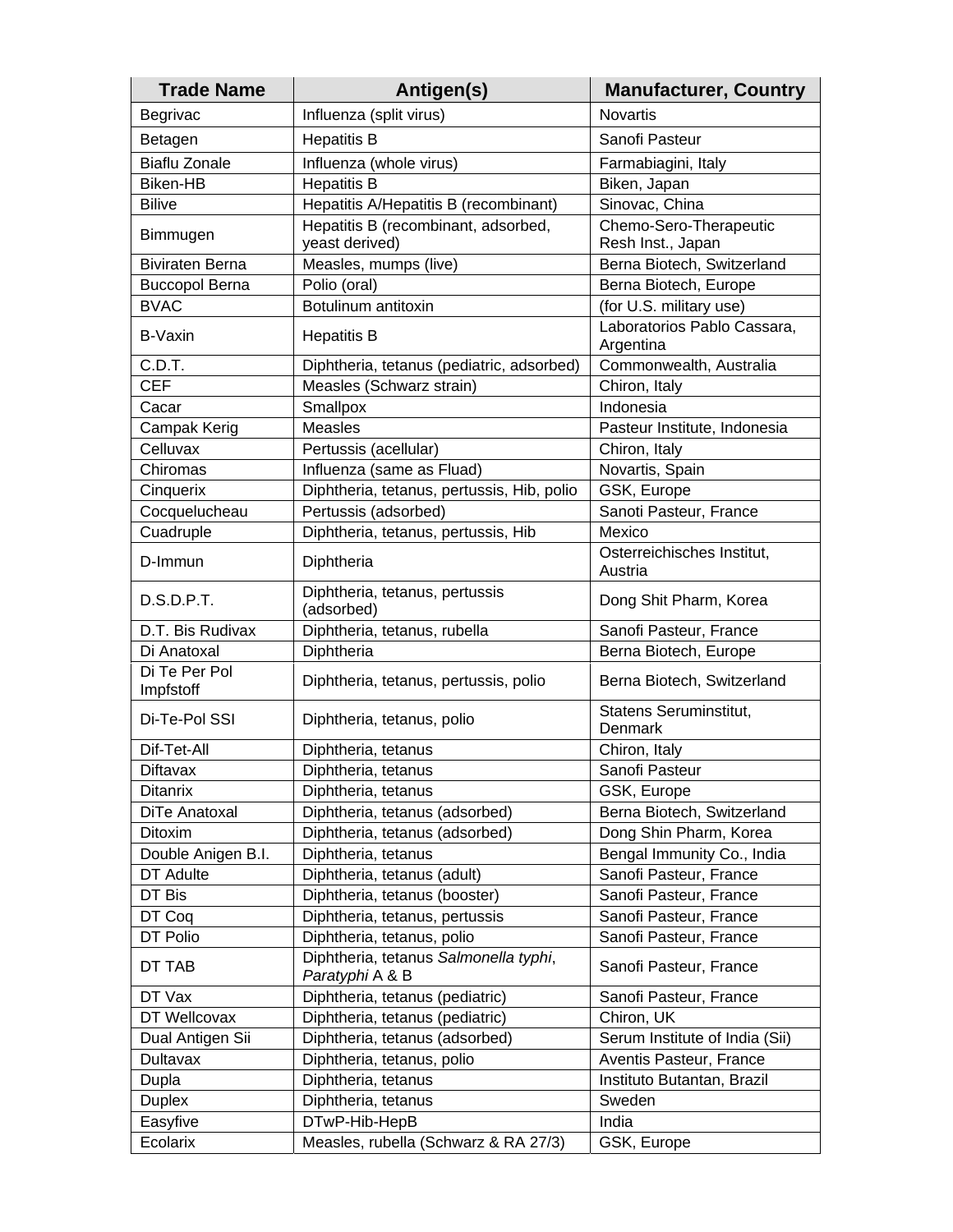| Trade Name | Antigen(s) | Manufacturer, Country |
|---|---|---|
| Begrivac | Influenza (split virus) | Novartis |
| Betagen | Hepatitis B | Sanofi Pasteur |
| Biaflu Zonale | Influenza (whole virus) | Farmabiagini, Italy |
| Biken-HB | Hepatitis B | Biken, Japan |
| Bilive | Hepatitis A/Hepatitis B (recombinant) | Sinovac, China |
| Bimmugen | Hepatitis B (recombinant, adsorbed, yeast derived) | Chemo-Sero-Therapeutic Resh Inst., Japan |
| Biviraten Berna | Measles, mumps (live) | Berna Biotech, Switzerland |
| Buccopol Berna | Polio (oral) | Berna Biotech, Europe |
| BVAC | Botulinum antitoxin | (for U.S. military use) |
| B-Vaxin | Hepatitis B | Laboratorios Pablo Cassara, Argentina |
| C.D.T. | Diphtheria, tetanus (pediatric, adsorbed) | Commonwealth, Australia |
| CEF | Measles (Schwarz strain) | Chiron, Italy |
| Cacar | Smallpox | Indonesia |
| Campak Kerig | Measles | Pasteur Institute, Indonesia |
| Celluvax | Pertussis (acellular) | Chiron, Italy |
| Chiromas | Influenza (same as Fluad) | Novartis, Spain |
| Cinquerix | Diphtheria, tetanus, pertussis, Hib, polio | GSK, Europe |
| Cocquelucheau | Pertussis (adsorbed) | Sanoti Pasteur, France |
| Cuadruple | Diphtheria, tetanus, pertussis, Hib | Mexico |
| D-Immun | Diphtheria | Osterreichisches Institut, Austria |
| D.S.D.P.T. | Diphtheria, tetanus, pertussis (adsorbed) | Dong Shit Pharm, Korea |
| D.T. Bis Rudivax | Diphtheria, tetanus, rubella | Sanofi Pasteur, France |
| Di Anatoxal | Diphtheria | Berna Biotech, Europe |
| Di Te Per Pol Impfstoff | Diphtheria, tetanus, pertussis, polio | Berna Biotech, Switzerland |
| Di-Te-Pol SSI | Diphtheria, tetanus, polio | Statens Seruminstitut, Denmark |
| Dif-Tet-All | Diphtheria, tetanus | Chiron, Italy |
| Diftavax | Diphtheria, tetanus | Sanofi Pasteur |
| Ditanrix | Diphtheria, tetanus | GSK, Europe |
| DiTe Anatoxal | Diphtheria, tetanus (adsorbed) | Berna Biotech, Switzerland |
| Ditoxim | Diphtheria, tetanus (adsorbed) | Dong Shin Pharm, Korea |
| Double Anigen B.I. | Diphtheria, tetanus | Bengal Immunity Co., India |
| DT Adulte | Diphtheria, tetanus (adult) | Sanofi Pasteur, France |
| DT Bis | Diphtheria, tetanus (booster) | Sanofi Pasteur, France |
| DT Coq | Diphtheria, tetanus, pertussis | Sanofi Pasteur, France |
| DT Polio | Diphtheria, tetanus, polio | Sanofi Pasteur, France |
| DT TAB | Diphtheria, tetanus *Salmonella typhi*, *Paratyphi* A & B | Sanofi Pasteur, France |
| DT Vax | Diphtheria, tetanus (pediatric) | Sanofi Pasteur, France |
| DT Wellcovax | Diphtheria, tetanus (pediatric) | Chiron, UK |
| Dual Antigen Sii | Diphtheria, tetanus (adsorbed) | Serum Institute of India (Sii) |
| Dultavax | Diphtheria, tetanus, polio | Aventis Pasteur, France |
| Dupla | Diphtheria, tetanus | Instituto Butantan, Brazil |
| Duplex | Diphtheria, tetanus | Sweden |
| Easyfive | DTwP-Hib-HepB | India |
| Ecolarix | Measles, rubella (Schwarz & RA 27/3) | GSK, Europe |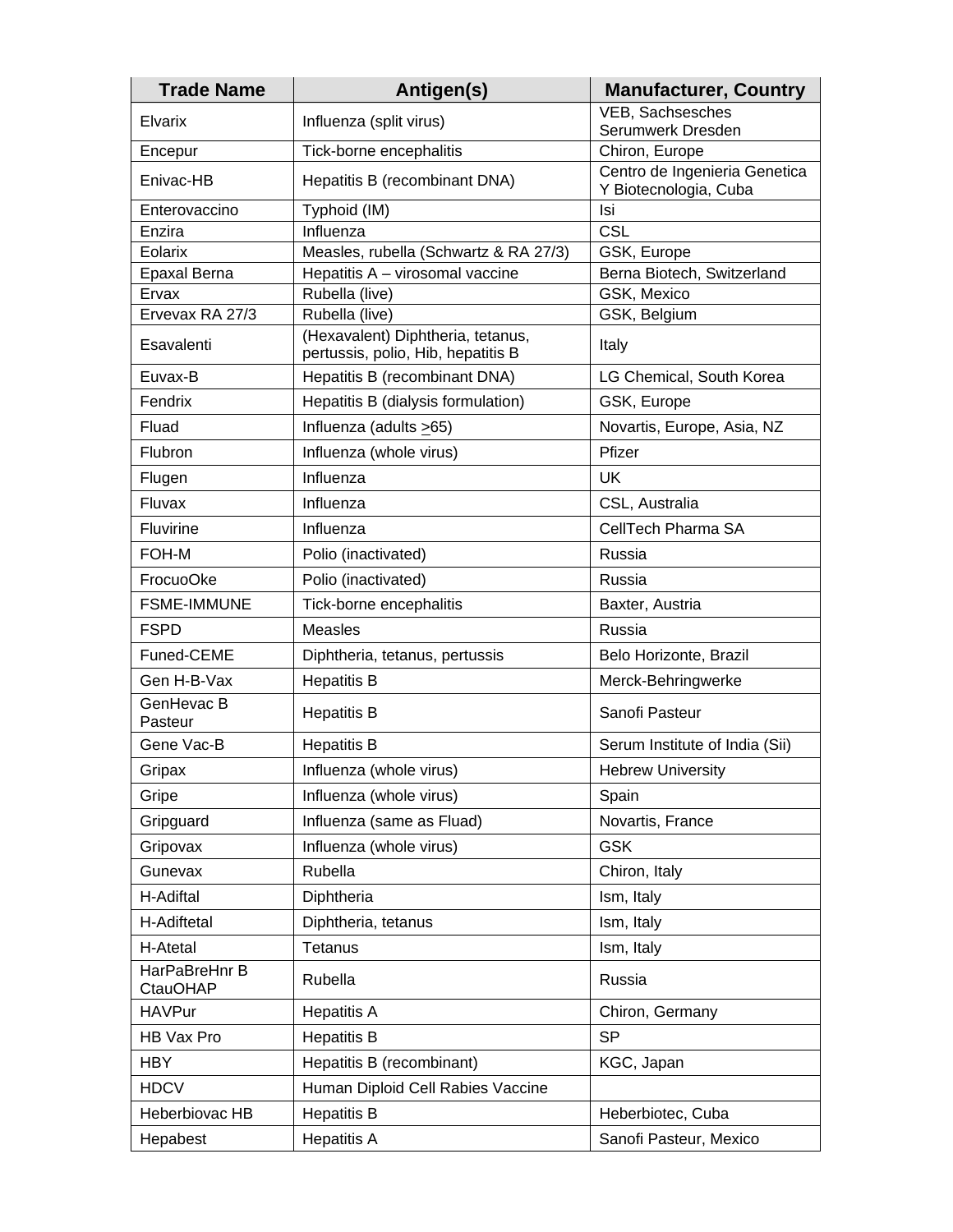| Trade Name | Antigen(s) | Manufacturer, Country |
|---|---|---|
| Elvarix | Influenza (split virus) | VEB, Sachsesches Serumwerk Dresden |
| Encepur | Tick-borne encephalitis | Chiron, Europe |
| Enivac-HB | Hepatitis B (recombinant DNA) | Centro de Ingenieria Genetica Y Biotecnologia, Cuba |
| Enterovaccino | Typhoid (IM) | Isi |
| Enzira | Influenza | CSL |
| Eolarix | Measles, rubella (Schwartz & RA 27/3) | GSK, Europe |
| Epaxal Berna | Hepatitis A – virosomal vaccine | Berna Biotech, Switzerland |
| Ervax | Rubella (live) | GSK, Mexico |
| Ervevax RA 27/3 | Rubella (live) | GSK, Belgium |
| Esavalenti | (Hexavalent) Diphtheria, tetanus, pertussis, polio, Hib, hepatitis B | Italy |
| Euvax-B | Hepatitis B (recombinant DNA) | LG Chemical, South Korea |
| Fendrix | Hepatitis B (dialysis formulation) | GSK, Europe |
| Fluad | Influenza (adults ≥65) | Novartis, Europe, Asia, NZ |
| Flubron | Influenza (whole virus) | Pfizer |
| Flugen | Influenza | UK |
| Fluvax | Influenza | CSL, Australia |
| Fluvirine | Influenza | CellTech Pharma SA |
| FOH-M | Polio (inactivated) | Russia |
| FrocuoOke | Polio (inactivated) | Russia |
| FSME-IMMUNE | Tick-borne encephalitis | Baxter, Austria |
| FSPD | Measles | Russia |
| Funed-CEME | Diphtheria, tetanus, pertussis | Belo Horizonte, Brazil |
| Gen H-B-Vax | Hepatitis B | Merck-Behringwerke |
| GenHevac B Pasteur | Hepatitis B | Sanofi Pasteur |
| Gene Vac-B | Hepatitis B | Serum Institute of India (Sii) |
| Gripax | Influenza (whole virus) | Hebrew University |
| Gripe | Influenza (whole virus) | Spain |
| Gripguard | Influenza (same as Fluad) | Novartis, France |
| Gripovax | Influenza (whole virus) | GSK |
| Gunevax | Rubella | Chiron, Italy |
| H-Adiftal | Diphtheria | Ism, Italy |
| H-Adiftetal | Diphtheria, tetanus | Ism, Italy |
| H-Atetal | Tetanus | Ism, Italy |
| HarPaBreHnr B CtauOHAP | Rubella | Russia |
| HAVPur | Hepatitis A | Chiron, Germany |
| HB Vax Pro | Hepatitis B | SP |
| HBY | Hepatitis B (recombinant) | KGC, Japan |
| HDCV | Human Diploid Cell Rabies Vaccine | |
| Heberbiovac HB | Hepatitis B | Heberbiotec, Cuba |
| Hepabest | Hepatitis A | Sanofi Pasteur, Mexico |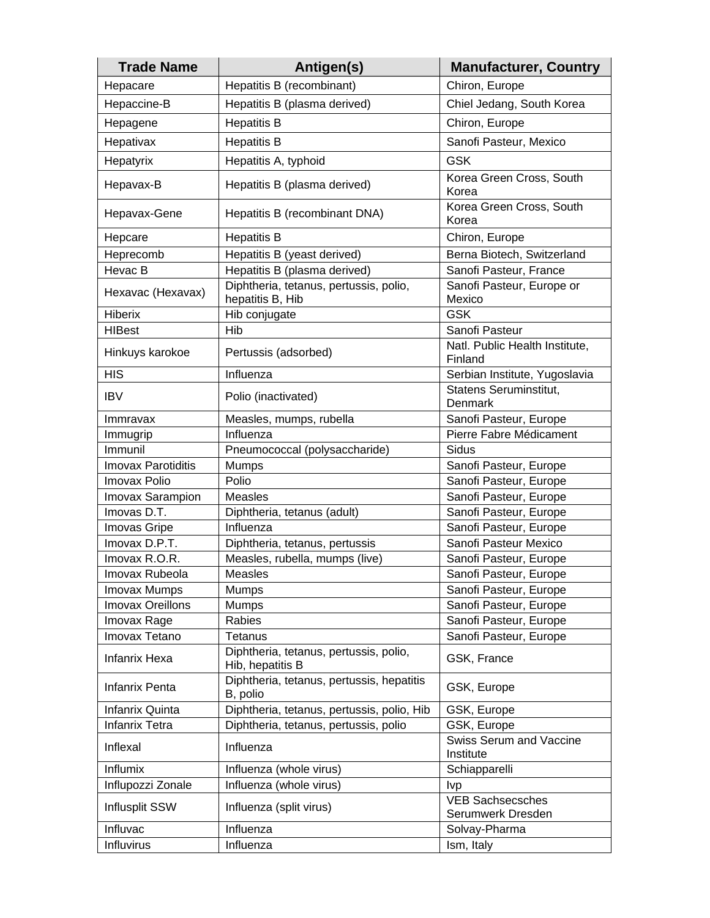| Trade Name | Antigen(s) | Manufacturer, Country |
|---|---|---|
| Hepacare | Hepatitis B (recombinant) | Chiron, Europe |
| Hepaccine-B | Hepatitis B (plasma derived) | Chiel Jedang, South Korea |
| Hepagene | Hepatitis B | Chiron, Europe |
| Hepativax | Hepatitis B | Sanofi Pasteur, Mexico |
| Hepatyrix | Hepatitis A, typhoid | GSK |
| Hepavax-B | Hepatitis B (plasma derived) | Korea Green Cross, South Korea |
| Hepavax-Gene | Hepatitis B (recombinant DNA) | Korea Green Cross, South Korea |
| Hepcare | Hepatitis B | Chiron, Europe |
| Heprecomb | Hepatitis B (yeast derived) | Berna Biotech, Switzerland |
| Hevac B | Hepatitis B (plasma derived) | Sanofi Pasteur, France |
| Hexavac (Hexavax) | Diphtheria, tetanus, pertussis, polio, hepatitis B, Hib | Sanofi Pasteur, Europe or Mexico |
| Hiberix | Hib conjugate | GSK |
| HIBest | Hib | Sanofi Pasteur |
| Hinkuys karokoe | Pertussis (adsorbed) | Natl. Public Health Institute, Finland |
| HIS | Influenza | Serbian Institute, Yugoslavia |
| IBV | Polio (inactivated) | Statens Seruminstitut, Denmark |
| Immravax | Measles, mumps, rubella | Sanofi Pasteur, Europe |
| Immugrip | Influenza | Pierre Fabre Médicament |
| Immunil | Pneumococcal (polysaccharide) | Sidus |
| Imovax Parotiditis | Mumps | Sanofi Pasteur, Europe |
| Imovax Polio | Polio | Sanofi Pasteur, Europe |
| Imovax Sarampion | Measles | Sanofi Pasteur, Europe |
| Imovas D.T. | Diphtheria, tetanus (adult) | Sanofi Pasteur, Europe |
| Imovas Gripe | Influenza | Sanofi Pasteur, Europe |
| Imovax D.P.T. | Diphtheria, tetanus, pertussis | Sanofi Pasteur Mexico |
| Imovax R.O.R. | Measles, rubella, mumps (live) | Sanofi Pasteur, Europe |
| Imovax Rubeola | Measles | Sanofi Pasteur, Europe |
| Imovax Mumps | Mumps | Sanofi Pasteur, Europe |
| Imovax Oreillons | Mumps | Sanofi Pasteur, Europe |
| Imovax Rage | Rabies | Sanofi Pasteur, Europe |
| Imovax Tetano | Tetanus | Sanofi Pasteur, Europe |
| Infanrix Hexa | Diphtheria, tetanus, pertussis, polio, Hib, hepatitis B | GSK, France |
| Infanrix Penta | Diphtheria, tetanus, pertussis, hepatitis B, polio | GSK, Europe |
| Infanrix Quinta | Diphtheria, tetanus, pertussis, polio, Hib | GSK, Europe |
| Infanrix Tetra | Diphtheria, tetanus, pertussis, polio | GSK, Europe |
| Inflexal | Influenza | Swiss Serum and Vaccine Institute |
| Influmix | Influenza (whole virus) | Schiapparelli |
| Influpozzi Zonale | Influenza (whole virus) | Ivp |
| Influsplit SSW | Influenza (split virus) | VEB Sachsecsches Serumwerk Dresden |
| Influvac | Influenza | Solvay-Pharma |
| Influvirus | Influenza | Ism, Italy |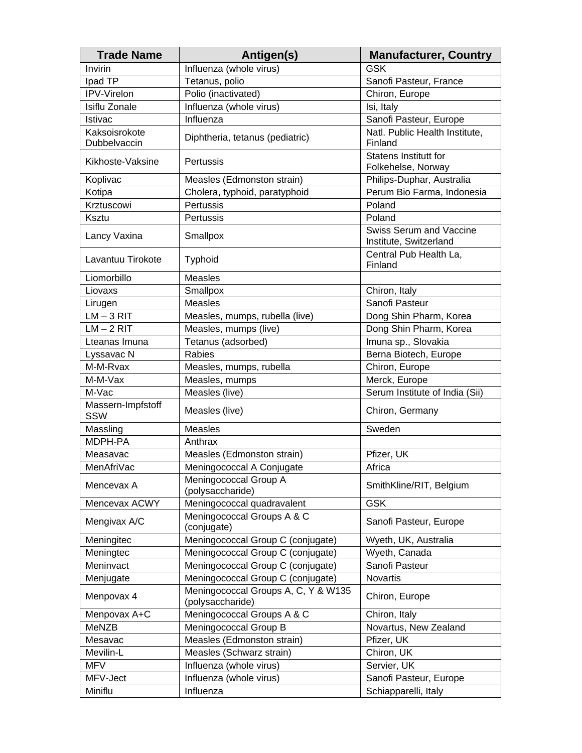| Trade Name | Antigen(s) | Manufacturer, Country |
| --- | --- | --- |
| Invirin | Influenza (whole virus) | GSK |
| Ipad TP | Tetanus, polio | Sanofi Pasteur, France |
| IPV-Virelon | Polio (inactivated) | Chiron, Europe |
| Isiflu Zonale | Influenza (whole virus) | Isi, Italy |
| Istivac | Influenza | Sanofi Pasteur, Europe |
| Kaksoisrokote Dubbelvaccin | Diphtheria, tetanus (pediatric) | Natl. Public Health Institute, Finland |
| Kikhoste-Vaksine | Pertussis | Statens Institutt for Folkehelse, Norway |
| Koplivac | Measles (Edmonston strain) | Philips-Duphar, Australia |
| Kotipa | Cholera, typhoid, paratyphoid | Perum Bio Farma, Indonesia |
| Krztuscowi | Pertussis | Poland |
| Ksztu | Pertussis | Poland |
| Lancy Vaxina | Smallpox | Swiss Serum and Vaccine Institute, Switzerland |
| Lavantuu Tirokote | Typhoid | Central Pub Health La, Finland |
| Liomorbillo | Measles | |
| Liovaxs | Smallpox | Chiron, Italy |
| Lirugen | Measles | Sanofi Pasteur |
| LM – 3 RIT | Measles, mumps, rubella (live) | Dong Shin Pharm, Korea |
| LM – 2 RIT | Measles, mumps (live) | Dong Shin Pharm, Korea |
| Lteanas Imuna | Tetanus (adsorbed) | Imuna sp., Slovakia |
| Lyssavac N | Rabies | Berna Biotech, Europe |
| M-M-Rvax | Measles, mumps, rubella | Chiron, Europe |
| M-M-Vax | Measles, mumps | Merck, Europe |
| M-Vac | Measles (live) | Serum Institute of India (Sii) |
| Massern-Impfstoff SSW | Measles (live) | Chiron, Germany |
| Massling | Measles | Sweden |
| MDPH-PA | Anthrax | |
| Measavac | Measles (Edmonston strain) | Pfizer, UK |
| MenAfriVac | Meningococcal A Conjugate | Africa |
| Mencevax A | Meningococcal Group A (polysaccharide) | SmithKline/RIT, Belgium |
| Mencevax ACWY | Meningococcal quadravalent | GSK |
| Mengivax A/C | Meningococcal Groups A & C (conjugate) | Sanofi Pasteur, Europe |
| Meningitec | Meningococcal Group C (conjugate) | Wyeth, UK, Australia |
| Meningtec | Meningococcal Group C (conjugate) | Wyeth, Canada |
| Meninvact | Meningococcal Group C (conjugate) | Sanofi Pasteur |
| Menjugate | Meningococcal Group C (conjugate) | Novartis |
| Menpovax 4 | Meningococcal Groups A, C, Y & W135 (polysaccharide) | Chiron, Europe |
| Menpovax A+C | Meningococcal Groups A & C | Chiron, Italy |
| MeNZB | Meningococcal Group B | Novartus, New Zealand |
| Mesavac | Measles (Edmonston strain) | Pfizer, UK |
| Mevilin-L | Measles (Schwarz strain) | Chiron, UK |
| MFV | Influenza (whole virus) | Servier, UK |
| MFV-Ject | Influenza (whole virus) | Sanofi Pasteur, Europe |
| Miniflu | Influenza | Schiapparelli, Italy |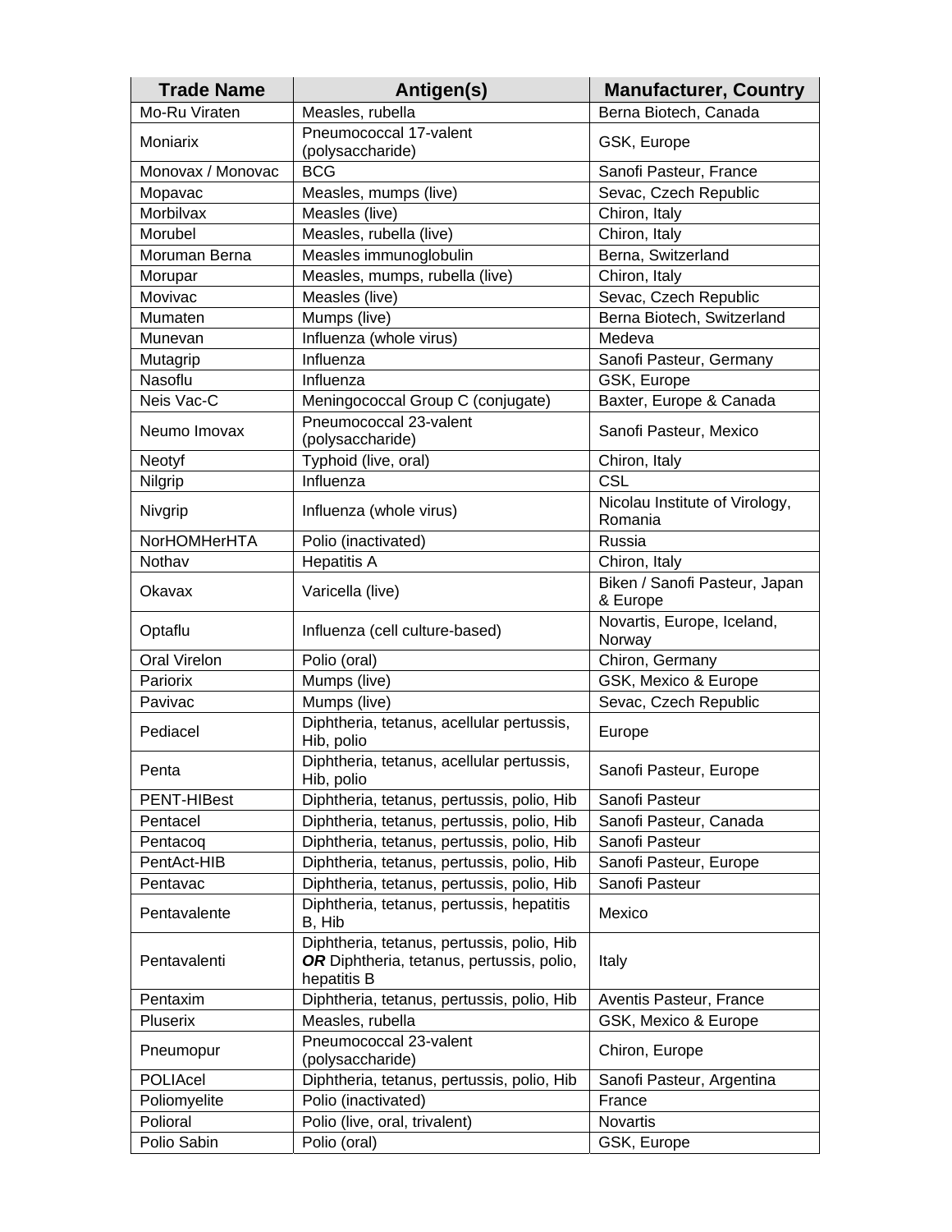| Trade Name | Antigen(s) | Manufacturer, Country |
|---|---|---|
| Mo-Ru Viraten | Measles, rubella | Berna Biotech, Canada |
| Moniarix | Pneumococcal 17-valent (polysaccharide) | GSK, Europe |
| Monovax / Monovac | BCG | Sanofi Pasteur, France |
| Mopavac | Measles, mumps (live) | Sevac, Czech Republic |
| Morbilvax | Measles (live) | Chiron, Italy |
| Morubel | Measles, rubella (live) | Chiron, Italy |
| Moruman Berna | Measles immunoglobulin | Berna, Switzerland |
| Morupar | Measles, mumps, rubella (live) | Chiron, Italy |
| Movivac | Measles (live) | Sevac, Czech Republic |
| Mumaten | Mumps (live) | Berna Biotech, Switzerland |
| Munevan | Influenza (whole virus) | Medeva |
| Mutagrip | Influenza | Sanofi Pasteur, Germany |
| Nasoflu | Influenza | GSK, Europe |
| Neis Vac-C | Meningococcal Group C (conjugate) | Baxter, Europe & Canada |
| Neumo Imovax | Pneumococcal 23-valent (polysaccharide) | Sanofi Pasteur, Mexico |
| Neotyf | Typhoid (live, oral) | Chiron, Italy |
| Nilgrip | Influenza | CSL |
| Nivgrip | Influenza (whole virus) | Nicolau Institute of Virology, Romania |
| NorHOMHerHTA | Polio (inactivated) | Russia |
| Nothav | Hepatitis A | Chiron, Italy |
| Okavax | Varicella (live) | Biken / Sanofi Pasteur, Japan & Europe |
| Optaflu | Influenza (cell culture-based) | Novartis, Europe, Iceland, Norway |
| Oral Virelon | Polio (oral) | Chiron, Germany |
| Pariorix | Mumps (live) | GSK, Mexico & Europe |
| Pavivac | Mumps (live) | Sevac, Czech Republic |
| Pediacel | Diphtheria, tetanus, acellular pertussis, Hib, polio | Europe |
| Penta | Diphtheria, tetanus, acellular pertussis, Hib, polio | Sanofi Pasteur, Europe |
| PENT-HIBest | Diphtheria, tetanus, pertussis, polio, Hib | Sanofi Pasteur |
| Pentacel | Diphtheria, tetanus, pertussis, polio, Hib | Sanofi Pasteur, Canada |
| Pentacoq | Diphtheria, tetanus, pertussis, polio, Hib | Sanofi Pasteur |
| PentAct-HIB | Diphtheria, tetanus, pertussis, polio, Hib | Sanofi Pasteur, Europe |
| Pentavac | Diphtheria, tetanus, pertussis, polio, Hib | Sanofi Pasteur |
| Pentavalente | Diphtheria, tetanus, pertussis, hepatitis B, Hib | Mexico |
| Pentavalenti | Diphtheria, tetanus, pertussis, polio, Hib ***OR*** Diphtheria, tetanus, pertussis, polio, hepatitis B | Italy |
| Pentaxim | Diphtheria, tetanus, pertussis, polio, Hib | Aventis Pasteur, France |
| Pluserix | Measles, rubella | GSK, Mexico & Europe |
| Pneumopur | Pneumococcal 23-valent (polysaccharide) | Chiron, Europe |
| POLIAcel | Diphtheria, tetanus, pertussis, polio, Hib | Sanofi Pasteur, Argentina |
| Poliomyelite | Polio (inactivated) | France |
| Polioral | Polio (live, oral, trivalent) | Novartis |
| Polio Sabin | Polio (oral) | GSK, Europe |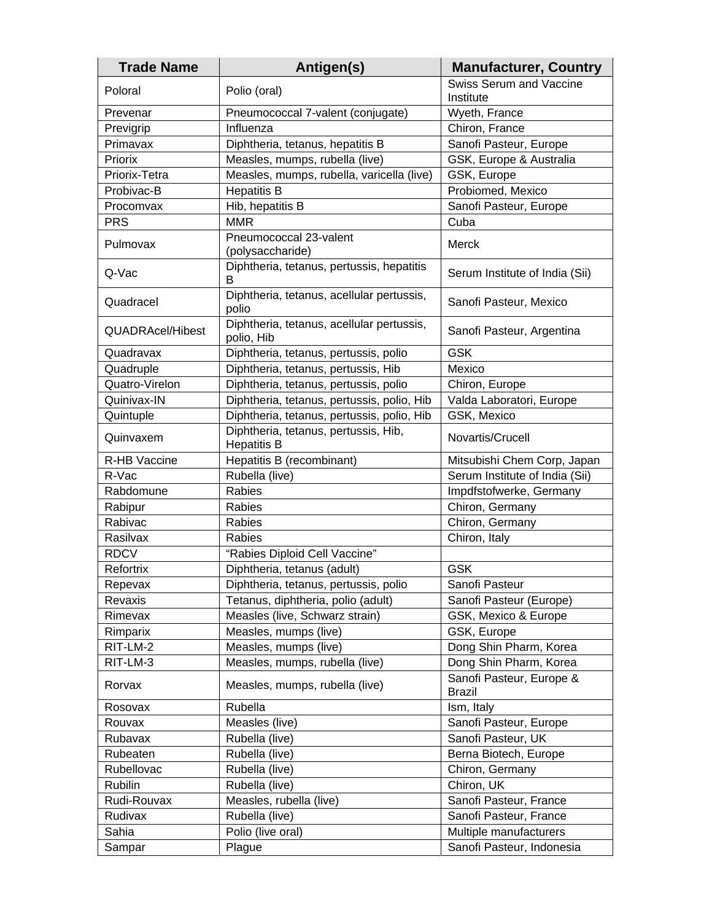| Trade Name | Antigen(s) | Manufacturer, Country |
|---|---|---|
| Poloral | Polio (oral) | Swiss Serum and Vaccine Institute |
| Prevenar | Pneumococcal 7-valent (conjugate) | Wyeth, France |
| Previgrip | Influenza | Chiron, France |
| Primavax | Diphtheria, tetanus, hepatitis B | Sanofi Pasteur, Europe |
| Priorix | Measles, mumps, rubella (live) | GSK, Europe & Australia |
| Priorix-Tetra | Measles, mumps, rubella, varicella (live) | GSK, Europe |
| Probivac-B | Hepatitis B | Probiomed, Mexico |
| Procomvax | Hib, hepatitis B | Sanofi Pasteur, Europe |
| PRS | MMR | Cuba |
| Pulmovax | Pneumococcal 23-valent (polysaccharide) | Merck |
| Q-Vac | Diphtheria, tetanus, pertussis, hepatitis B | Serum Institute of India (Sii) |
| Quadracel | Diphtheria, tetanus, acellular pertussis, polio | Sanofi Pasteur, Mexico |
| QUADRAcel/Hibest | Diphtheria, tetanus, acellular pertussis, polio, Hib | Sanofi Pasteur, Argentina |
| Quadravax | Diphtheria, tetanus, pertussis, polio | GSK |
| Quadruple | Diphtheria, tetanus, pertussis, Hib | Mexico |
| Quatro-Virelon | Diphtheria, tetanus, pertussis, polio | Chiron, Europe |
| Quinivax-IN | Diphtheria, tetanus, pertussis, polio, Hib | Valda Laboratori, Europe |
| Quintuple | Diphtheria, tetanus, pertussis, polio, Hib | GSK, Mexico |
| Quinvaxem | Diphtheria, tetanus, pertussis, Hib, Hepatitis B | Novartis/Crucell |
| R-HB Vaccine | Hepatitis B (recombinant) | Mitsubishi Chem Corp, Japan |
| R-Vac | Rubella (live) | Serum Institute of India (Sii) |
| Rabdomune | Rabies | Impdfstofwerke, Germany |
| Rabipur | Rabies | Chiron, Germany |
| Rabivac | Rabies | Chiron, Germany |
| Rasilvax | Rabies | Chiron, Italy |
| RDCV | "Rabies Diploid Cell Vaccine" | |
| Refortrix | Diphtheria, tetanus (adult) | GSK |
| Repevax | Diphtheria, tetanus, pertussis, polio | Sanofi Pasteur |
| Revaxis | Tetanus, diphtheria, polio (adult) | Sanofi Pasteur (Europe) |
| Rimevax | Measles (live, Schwarz strain) | GSK, Mexico & Europe |
| Rimparix | Measles, mumps (live) | GSK, Europe |
| RIT-LM-2 | Measles, mumps (live) | Dong Shin Pharm, Korea |
| RIT-LM-3 | Measles, mumps, rubella (live) | Dong Shin Pharm, Korea |
| Rorvax | Measles, mumps, rubella (live) | Sanofi Pasteur, Europe & Brazil |
| Rosovax | Rubella | Ism, Italy |
| Rouvax | Measles (live) | Sanofi Pasteur, Europe |
| Rubavax | Rubella (live) | Sanofi Pasteur, UK |
| Rubeaten | Rubella (live) | Berna Biotech, Europe |
| Rubellovac | Rubella (live) | Chiron, Germany |
| Rubilin | Rubella (live) | Chiron, UK |
| Rudi-Rouvax | Measles, rubella (live) | Sanofi Pasteur, France |
| Rudivax | Rubella (live) | Sanofi Pasteur, France |
| Sahia | Polio (live oral) | Multiple manufacturers |
| Sampar | Plague | Sanofi Pasteur, Indonesia |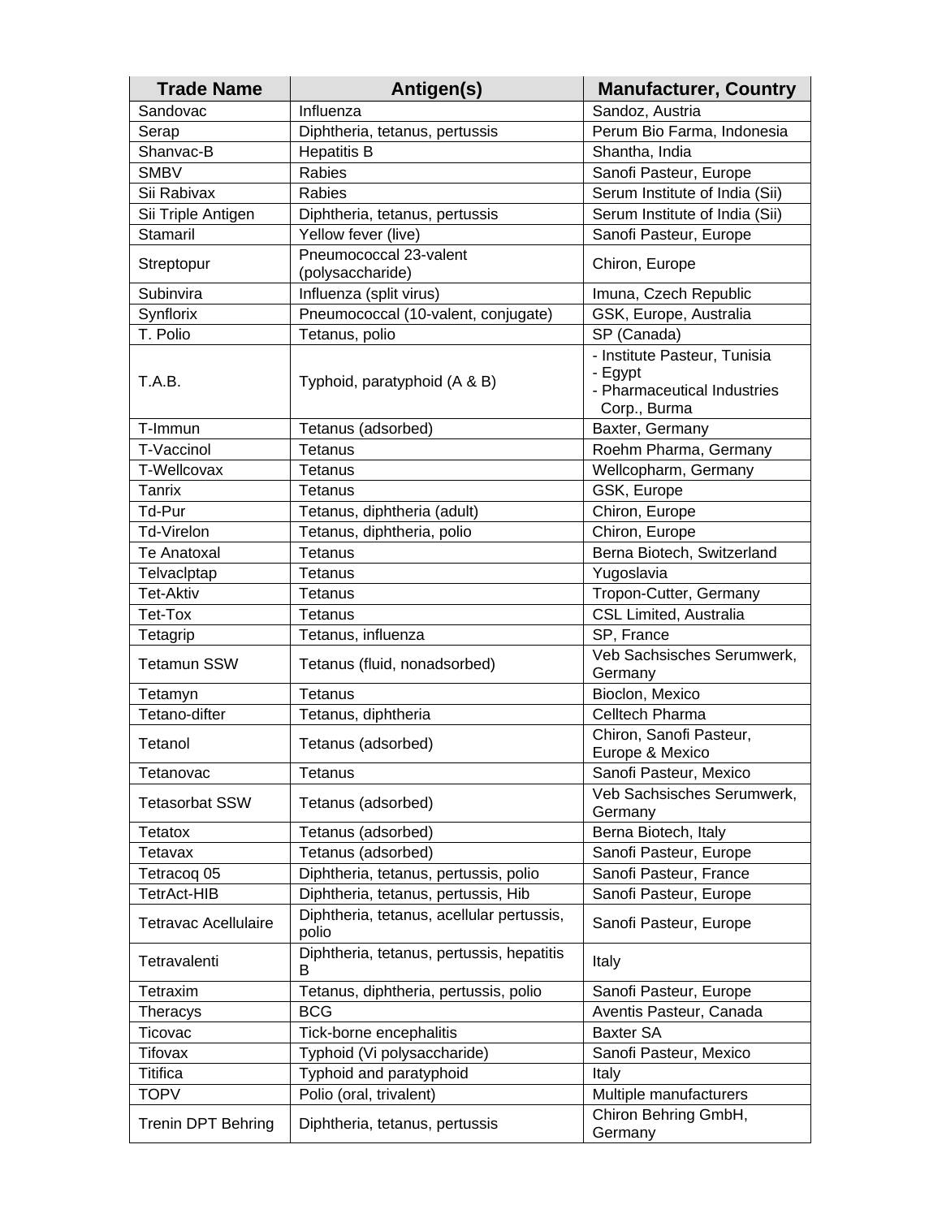| Trade Name | Antigen(s) | Manufacturer, Country |
| --- | --- | --- |
| Sandovac | Influenza | Sandoz, Austria |
| Serap | Diphtheria, tetanus, pertussis | Perum Bio Farma, Indonesia |
| Shanvac-B | Hepatitis B | Shantha, India |
| SMBV | Rabies | Sanofi Pasteur, Europe |
| Sii Rabivax | Rabies | Serum Institute of India (Sii) |
| Sii Triple Antigen | Diphtheria, tetanus, pertussis | Serum Institute of India (Sii) |
| Stamaril | Yellow fever (live) | Sanofi Pasteur, Europe |
| Streptopur | Pneumococcal 23-valent (polysaccharide) | Chiron, Europe |
| Subinvira | Influenza (split virus) | Imuna, Czech Republic |
| Synflorix | Pneumococcal (10-valent, conjugate) | GSK, Europe, Australia |
| T. Polio | Tetanus, polio | SP (Canada) |
| T.A.B. | Typhoid, paratyphoid (A & B) | - Institute Pasteur, Tunisia<br>- Egypt<br>- Pharmaceutical Industries Corp., Burma |
| T-Immun | Tetanus (adsorbed) | Baxter, Germany |
| T-Vaccinol | Tetanus | Roehm Pharma, Germany |
| T-Wellcovax | Tetanus | Wellcopharm, Germany |
| Tanrix | Tetanus | GSK, Europe |
| Td-Pur | Tetanus, diphtheria (adult) | Chiron, Europe |
| Td-Virelon | Tetanus, diphtheria, polio | Chiron, Europe |
| Te Anatoxal | Tetanus | Berna Biotech, Switzerland |
| Telvaclptap | Tetanus | Yugoslavia |
| Tet-Aktiv | Tetanus | Tropon-Cutter, Germany |
| Tet-Tox | Tetanus | CSL Limited, Australia |
| Tetagrip | Tetanus, influenza | SP, France |
| Tetamun SSW | Tetanus (fluid, nonadsorbed) | Veb Sachsisches Serumwerk, Germany |
| Tetamyn | Tetanus | Bioclon, Mexico |
| Tetano-difter | Tetanus, diphtheria | Celltech Pharma |
| Tetanol | Tetanus (adsorbed) | Chiron, Sanofi Pasteur, Europe & Mexico |
| Tetanovac | Tetanus | Sanofi Pasteur, Mexico |
| Tetasorbat SSW | Tetanus (adsorbed) | Veb Sachsisches Serumwerk, Germany |
| Tetatox | Tetanus (adsorbed) | Berna Biotech, Italy |
| Tetavax | Tetanus (adsorbed) | Sanofi Pasteur, Europe |
| Tetracoq 05 | Diphtheria, tetanus, pertussis, polio | Sanofi Pasteur, France |
| TetrAct-HIB | Diphtheria, tetanus, pertussis, Hib | Sanofi Pasteur, Europe |
| Tetravac Acellulaire | Diphtheria, tetanus, acellular pertussis, polio | Sanofi Pasteur, Europe |
| Tetravalenti | Diphtheria, tetanus, pertussis, hepatitis B | Italy |
| Tetraxim | Tetanus, diphtheria, pertussis, polio | Sanofi Pasteur, Europe |
| Theracys | BCG | Aventis Pasteur, Canada |
| Ticovac | Tick-borne encephalitis | Baxter SA |
| Tifovax | Typhoid (Vi polysaccharide) | Sanofi Pasteur, Mexico |
| Titifica | Typhoid and paratyphoid | Italy |
| TOPV | Polio (oral, trivalent) | Multiple manufacturers |
| Trenin DPT Behring | Diphtheria, tetanus, pertussis | Chiron Behring GmbH, Germany |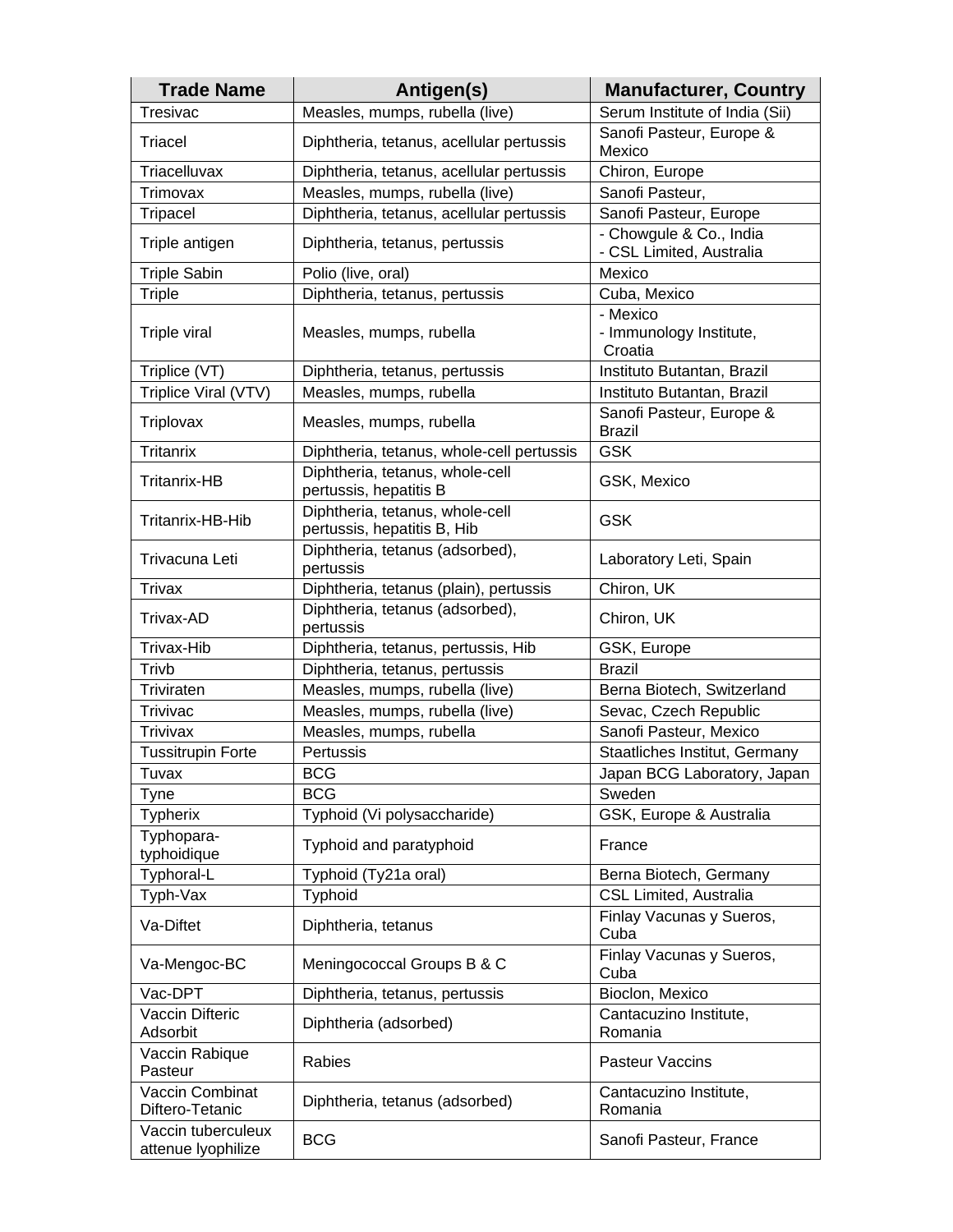| Trade Name | Antigen(s) | Manufacturer, Country |
|---|---|---|
| Tresivac | Measles, mumps, rubella (live) | Serum Institute of India (Sii) |
| Triacel | Diphtheria, tetanus, acellular pertussis | Sanofi Pasteur, Europe & Mexico |
| Triacelluvax | Diphtheria, tetanus, acellular pertussis | Chiron, Europe |
| Trimovax | Measles, mumps, rubella (live) | Sanofi Pasteur, |
| Tripacel | Diphtheria, tetanus, acellular pertussis | Sanofi Pasteur, Europe |
| Triple antigen | Diphtheria, tetanus, pertussis | - Chowgule & Co., India<br>- CSL Limited, Australia |
| Triple Sabin | Polio (live, oral) | Mexico |
| Triple | Diphtheria, tetanus, pertussis | Cuba, Mexico |
| Triple viral | Measles, mumps, rubella | - Mexico<br>- Immunology Institute, Croatia |
| Triplice (VT) | Diphtheria, tetanus, pertussis | Instituto Butantan, Brazil |
| Triplice Viral (VTV) | Measles, mumps, rubella | Instituto Butantan, Brazil |
| Triplovax | Measles, mumps, rubella | Sanofi Pasteur, Europe & Brazil |
| Tritanrix | Diphtheria, tetanus, whole-cell pertussis | GSK |
| Tritanrix-HB | Diphtheria, tetanus, whole-cell pertussis, hepatitis B | GSK, Mexico |
| Tritanrix-HB-Hib | Diphtheria, tetanus, whole-cell pertussis, hepatitis B, Hib | GSK |
| Trivacuna Leti | Diphtheria, tetanus (adsorbed), pertussis | Laboratory Leti, Spain |
| Trivax | Diphtheria, tetanus (plain), pertussis | Chiron, UK |
| Trivax-AD | Diphtheria, tetanus (adsorbed), pertussis | Chiron, UK |
| Trivax-Hib | Diphtheria, tetanus, pertussis, Hib | GSK, Europe |
| Trivb | Diphtheria, tetanus, pertussis | Brazil |
| Triviraten | Measles, mumps, rubella (live) | Berna Biotech, Switzerland |
| Trivivac | Measles, mumps, rubella (live) | Sevac, Czech Republic |
| Trivivax | Measles, mumps, rubella | Sanofi Pasteur, Mexico |
| Tussitrupin Forte | Pertussis | Staatliches Institut, Germany |
| Tuvax | BCG | Japan BCG Laboratory, Japan |
| Tyne | BCG | Sweden |
| Typherix | Typhoid (Vi polysaccharide) | GSK, Europe & Australia |
| Typhopara-typhoidique | Typhoid and paratyphoid | France |
| Typhoral-L | Typhoid (Ty21a oral) | Berna Biotech, Germany |
| Typh-Vax | Typhoid | CSL Limited, Australia |
| Va-Diftet | Diphtheria, tetanus | Finlay Vacunas y Sueros, Cuba |
| Va-Mengoc-BC | Meningococcal Groups B & C | Finlay Vacunas y Sueros, Cuba |
| Vac-DPT | Diphtheria, tetanus, pertussis | Bioclon, Mexico |
| Vaccin Difteric Adsorbit | Diphtheria (adsorbed) | Cantacuzino Institute, Romania |
| Vaccin Rabique Pasteur | Rabies | Pasteur Vaccins |
| Vaccin Combinat Diftero-Tetanic | Diphtheria, tetanus (adsorbed) | Cantacuzino Institute, Romania |
| Vaccin tuberculeux attenue lyophilize | BCG | Sanofi Pasteur, France |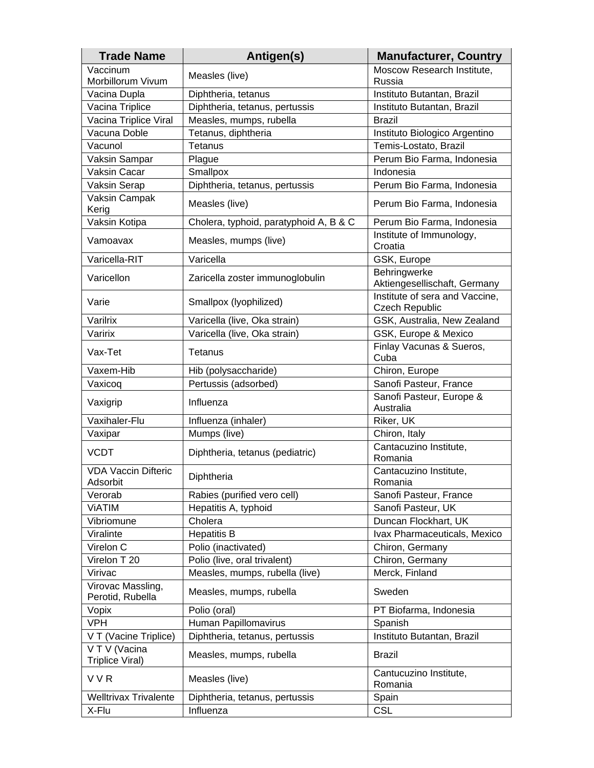| Trade Name | Antigen(s) | Manufacturer, Country |
|---|---|---|
| Vaccinum Morbillorum Vivum | Measles (live) | Moscow Research Institute, Russia |
| Vacina Dupla | Diphtheria, tetanus | Instituto Butantan, Brazil |
| Vacina Triplice | Diphtheria, tetanus, pertussis | Instituto Butantan, Brazil |
| Vacina Triplice Viral | Measles, mumps, rubella | Brazil |
| Vacuna Doble | Tetanus, diphtheria | Instituto Biologico Argentino |
| Vacunol | Tetanus | Temis-Lostato, Brazil |
| Vaksin Sampar | Plague | Perum Bio Farma, Indonesia |
| Vaksin Cacar | Smallpox | Indonesia |
| Vaksin Serap | Diphtheria, tetanus, pertussis | Perum Bio Farma, Indonesia |
| Vaksin Campak Kerig | Measles (live) | Perum Bio Farma, Indonesia |
| Vaksin Kotipa | Cholera, typhoid, paratyphoid A, B & C | Perum Bio Farma, Indonesia |
| Vamoavax | Measles, mumps (live) | Institute of Immunology, Croatia |
| Varicella-RIT | Varicella | GSK, Europe |
| Varicellon | Zaricella zoster immunoglobulin | Behringwerke Aktiengesellischaft, Germany |
| Varie | Smallpox (lyophilized) | Institute of sera and Vaccine, Czech Republic |
| Varilrix | Varicella (live, Oka strain) | GSK, Australia, New Zealand |
| Varirix | Varicella (live, Oka strain) | GSK, Europe & Mexico |
| Vax-Tet | Tetanus | Finlay Vacunas & Sueros, Cuba |
| Vaxem-Hib | Hib (polysaccharide) | Chiron, Europe |
| Vaxicoq | Pertussis (adsorbed) | Sanofi Pasteur, France |
| Vaxigrip | Influenza | Sanofi Pasteur, Europe & Australia |
| Vaxihaler-Flu | Influenza (inhaler) | Riker, UK |
| Vaxipar | Mumps (live) | Chiron, Italy |
| VCDT | Diphtheria, tetanus (pediatric) | Cantacuzino Institute, Romania |
| VDA Vaccin Difteric Adsorbit | Diphtheria | Cantacuzino Institute, Romania |
| Verorab | Rabies (purified vero cell) | Sanofi Pasteur, France |
| ViATIM | Hepatitis A, typhoid | Sanofi Pasteur, UK |
| Vibriomune | Cholera | Duncan Flockhart, UK |
| Viralinte | Hepatitis B | Ivax Pharmaceuticals, Mexico |
| Virelon C | Polio (inactivated) | Chiron, Germany |
| Virelon T 20 | Polio (live, oral trivalent) | Chiron, Germany |
| Virivac | Measles, mumps, rubella (live) | Merck, Finland |
| Virovac Massling, Perotid, Rubella | Measles, mumps, rubella | Sweden |
| Vopix | Polio (oral) | PT Biofarma, Indonesia |
| VPH | Human Papillomavirus | Spanish |
| V T (Vacine Triplice) | Diphtheria, tetanus, pertussis | Instituto Butantan, Brazil |
| V T V (Vacina Triplice Viral) | Measles, mumps, rubella | Brazil |
| V V R | Measles (live) | Cantucuzino Institute, Romania |
| Welltrivax Trivalente | Diphtheria, tetanus, pertussis | Spain |
| X-Flu | Influenza | CSL |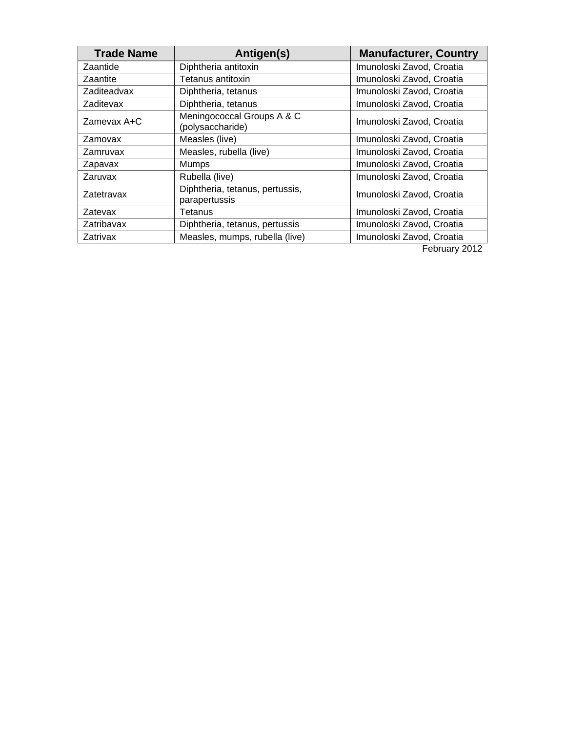| Trade Name | Antigen(s) | Manufacturer, Country |
|---|---|---|
| Zaantide | Diphtheria antitoxin | Imunoloski Zavod, Croatia |
| Zaantite | Tetanus antitoxin | Imunoloski Zavod, Croatia |
| Zaditeadvax | Diphtheria, tetanus | Imunoloski Zavod, Croatia |
| Zaditevax | Diphtheria, tetanus | Imunoloski Zavod, Croatia |
| Zamevax A+C | Meningococcal Groups A & C (polysaccharide) | Imunoloski Zavod, Croatia |
| Zamovax | Measles (live) | Imunoloski Zavod, Croatia |
| Zamruvax | Measles, rubella (live) | Imunoloski Zavod, Croatia |
| Zapavax | Mumps | Imunoloski Zavod, Croatia |
| Zaruvax | Rubella (live) | Imunoloski Zavod, Croatia |
| Zatetravax | Diphtheria, tetanus, pertussis, parapertussis | Imunoloski Zavod, Croatia |
| Zatevax | Tetanus | Imunoloski Zavod, Croatia |
| Zatribavax | Diphtheria, tetanus, pertussis | Imunoloski Zavod, Croatia |
| Zatrivax | Measles, mumps, rubella (live) | Imunoloski Zavod, Croatia |

February 2012